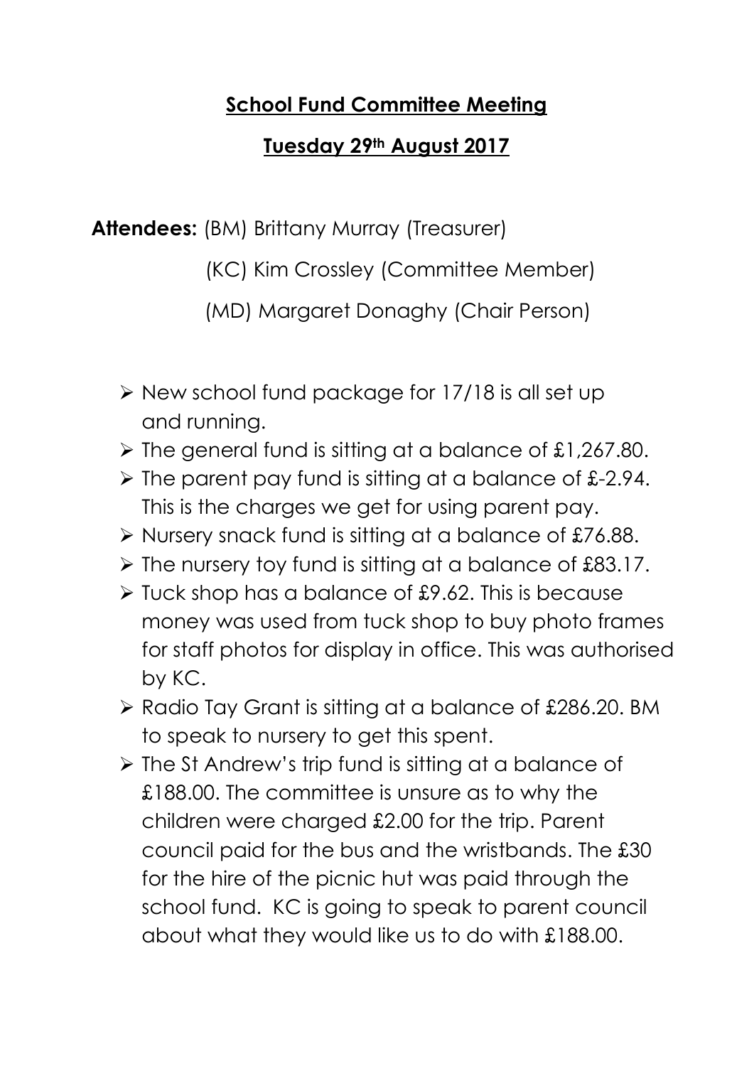# School Fund Committee Meeting

## Tuesday 29th August 2017

**Attendees:** (BM) Brittany Murray (Treasurer)

(KC) Kim Crossley (Committee Member)

(MD) Margaret Donaghy (Chair Person)

- New school fund package for 17/18 is all set up and running.
- The general fund is sitting at a balance of £1,267.80.
- The parent pay fund is sitting at a balance of £-2.94. This is the charges we get for using parent pay.
- Nursery snack fund is sitting at a balance of £76.88.
- The nursery toy fund is sitting at a balance of £83.17.
- Tuck shop has a balance of £9.62. This is because money was used from tuck shop to buy photo frames for staff photos for display in office. This was authorised by KC.
- Radio Tay Grant is sitting at a balance of £286.20. BM to speak to nursery to get this spent.
- The St Andrew's trip fund is sitting at a balance of £188.00. The committee is unsure as to why the children were charged £2.00 for the trip. Parent council paid for the bus and the wristbands. The £30 for the hire of the picnic hut was paid through the school fund. KC is going to speak to parent council about what they would like us to do with £188.00.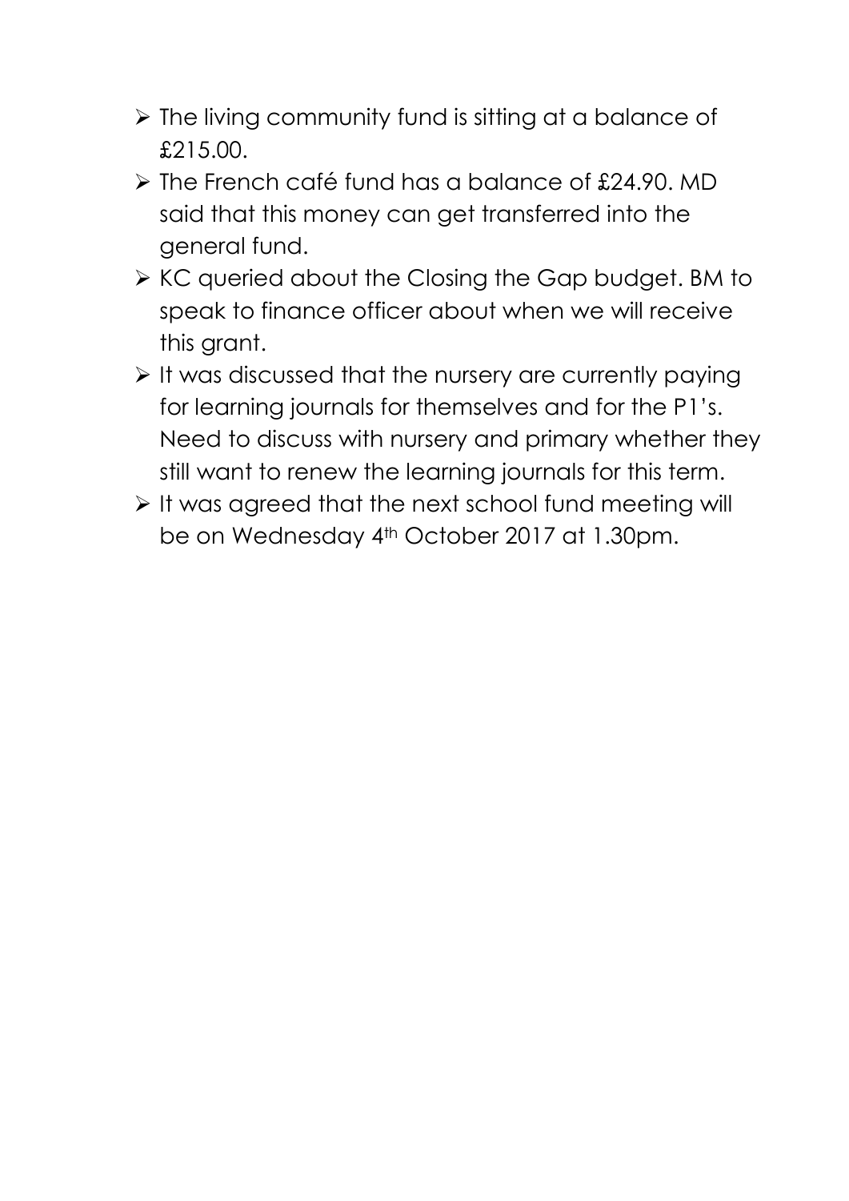- The living community fund is sitting at a balance of £215.00.
- The French café fund has a balance of £24.90. MD said that this money can get transferred into the general fund.
- KC queried about the Closing the Gap budget. BM to speak to finance officer about when we will receive this grant.
- It was discussed that the nursery are currently paying for learning journals for themselves and for the P1's. Need to discuss with nursery and primary whether they still want to renew the learning journals for this term.
- It was agreed that the next school fund meeting will be on Wednesday 4th October 2017 at 1.30pm.